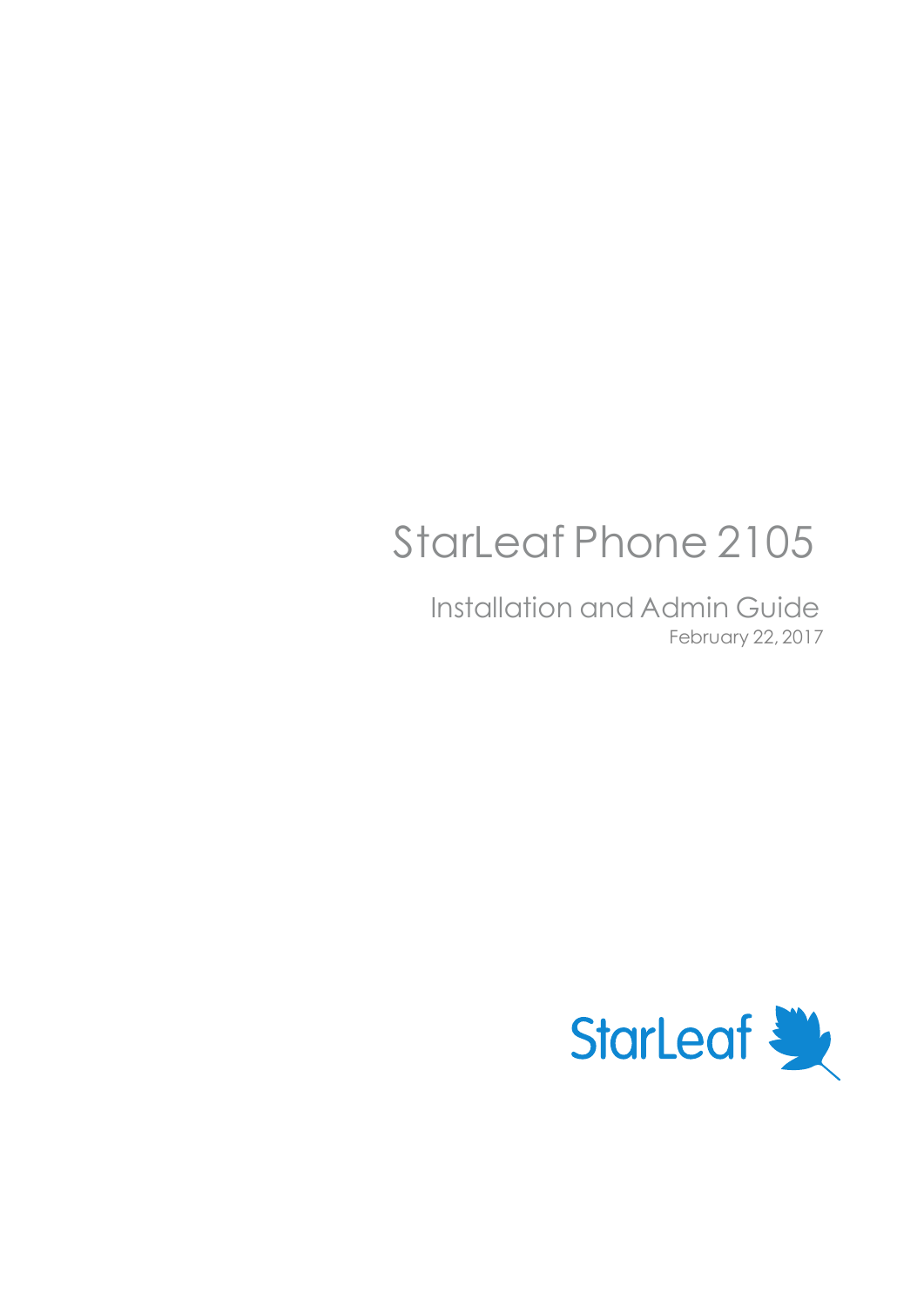# StarLeaf Phone 2105

## Installation and Admin Guide

February 22, 2017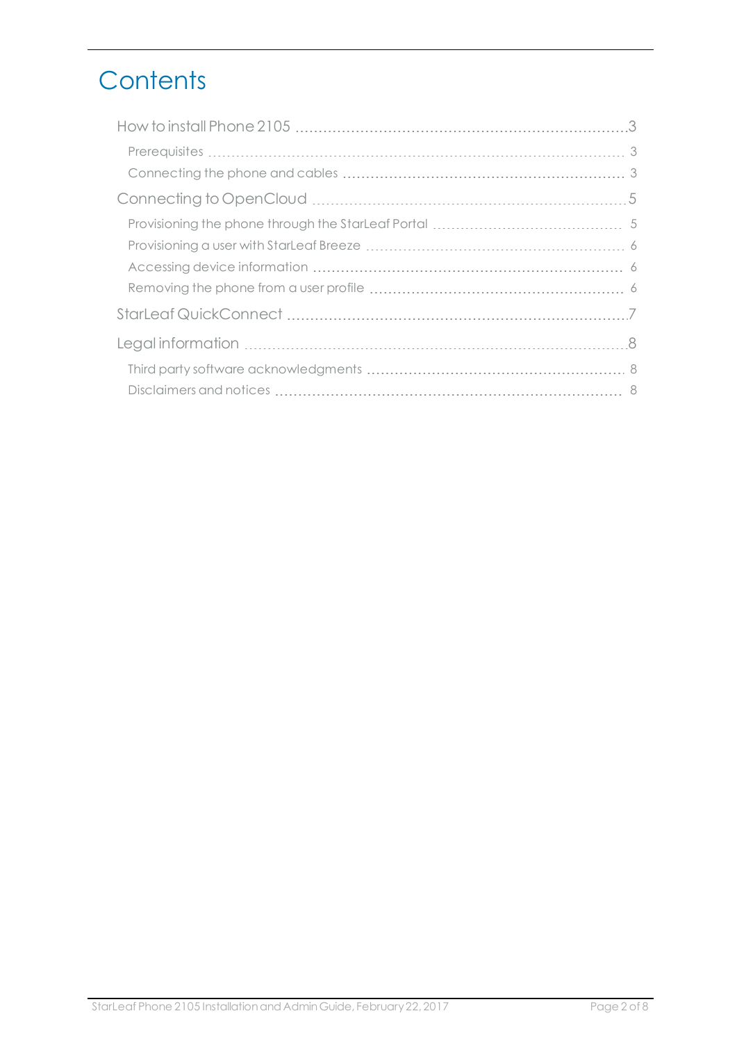# Contents

- How to install Phone 2105 ........ 3
  - Prerequisites ........ 3
  - Connecting the phone and cables ........ 3
- Connecting to OpenCloud ........ 5
  - Provisioning the phone through the StarLeaf Portal ........ 5
  - Provisioning a user with StarLeaf Breeze ........ 6
  - Accessing device information ........ 6
  - Removing the phone from a user profile ........ 6
- StarLeaf QuickConnect ........ 7
- Legal information ........ 8
  - Third party software acknowledgments ........ 8
  - Disclaimers and notices ........ 8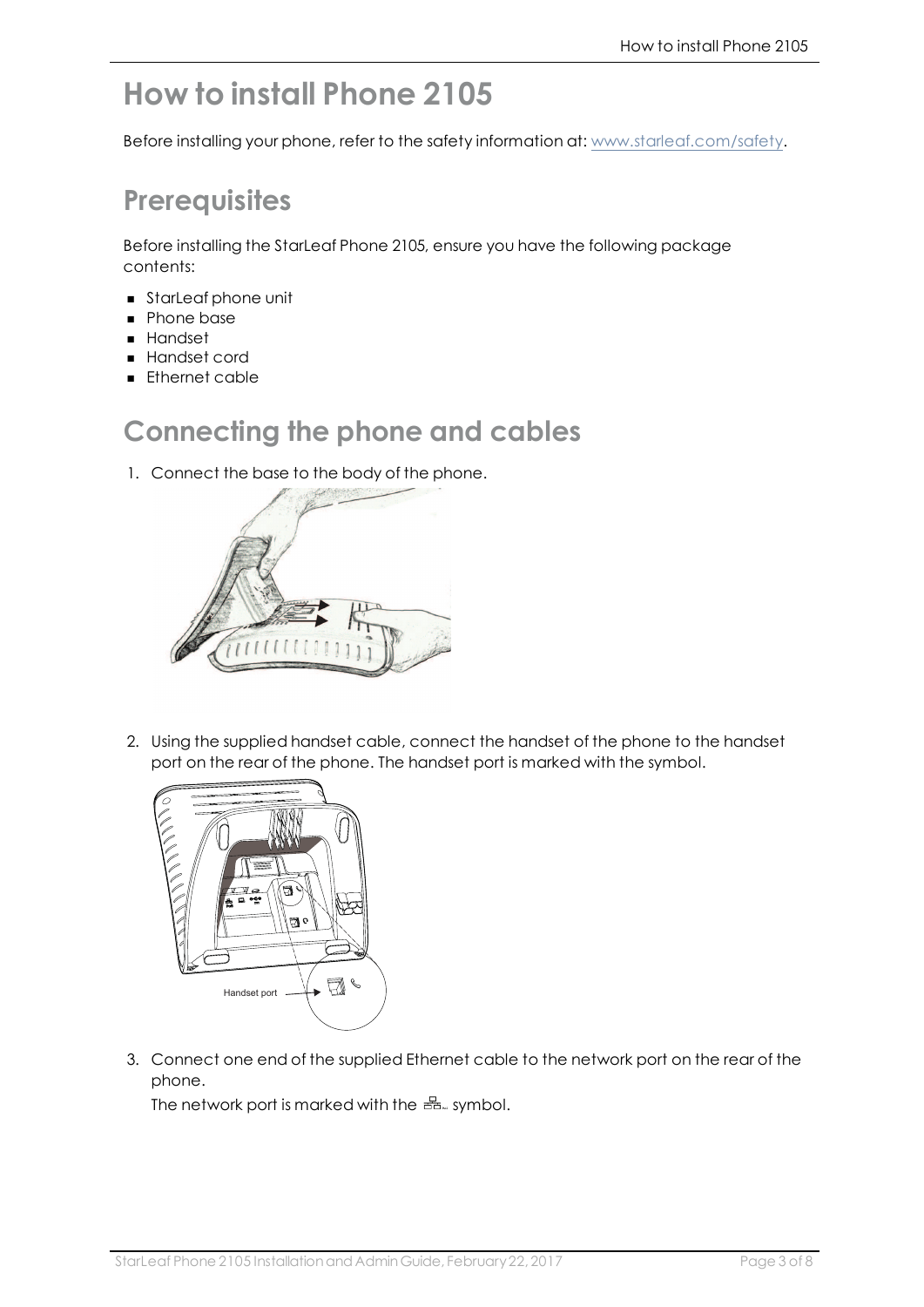# How to install Phone 2105

Before installing your phone, refer to the safety information at: www.starleaf.com/safety.

## Prerequisites

Before installing the StarLeaf Phone 2105, ensure you have the following package contents:

- StarLeaf phone unit
- Phone base
- Handset
- Handset cord
- Ethernet cable

## Connecting the phone and cables

1. Connect the base to the body of the phone.

2. Using the supplied handset cable, connect the handset of the phone to the handset port on the rear of the phone. The handset port is marked with the symbol.

   Handset port

3. Connect one end of the supplied Ethernet cable to the network port on the rear of the phone.

   The network port is marked with the 品 symbol.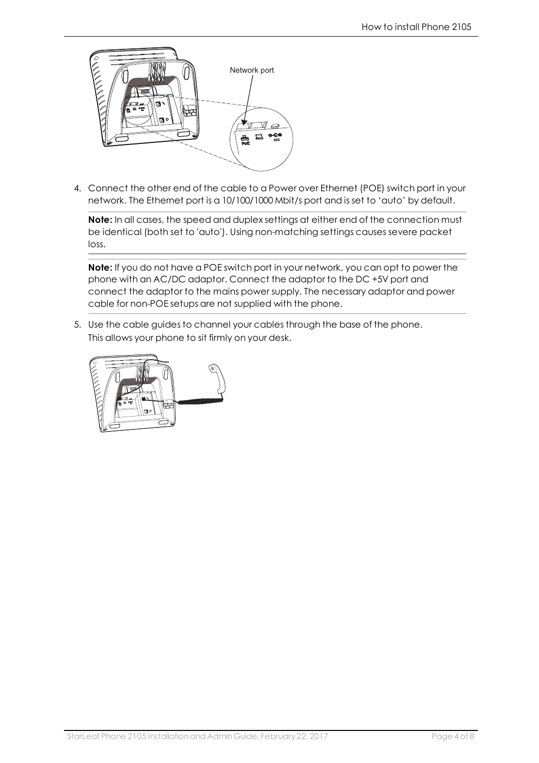Network port

4. Connect the other end of the cable to a Power over Ethernet (POE) switch port in your network. The Ethernet port is a 10/100/1000 Mbit/s port and is set to 'auto' by default.

   **Note:** In all cases, the speed and duplex settings at either end of the connection must be identical (both set to 'auto'). Using non-matching settings causes severe packet loss.

   **Note:** If you do not have a POE switch port in your network, you can opt to power the phone with an AC/DC adaptor. Connect the adaptor to the DC +5V port and connect the adaptor to the mains power supply. The necessary adaptor and power cable for non-POE setups are not supplied with the phone.

5. Use the cable guides to channel your cables through the base of the phone. This allows your phone to sit firmly on your desk.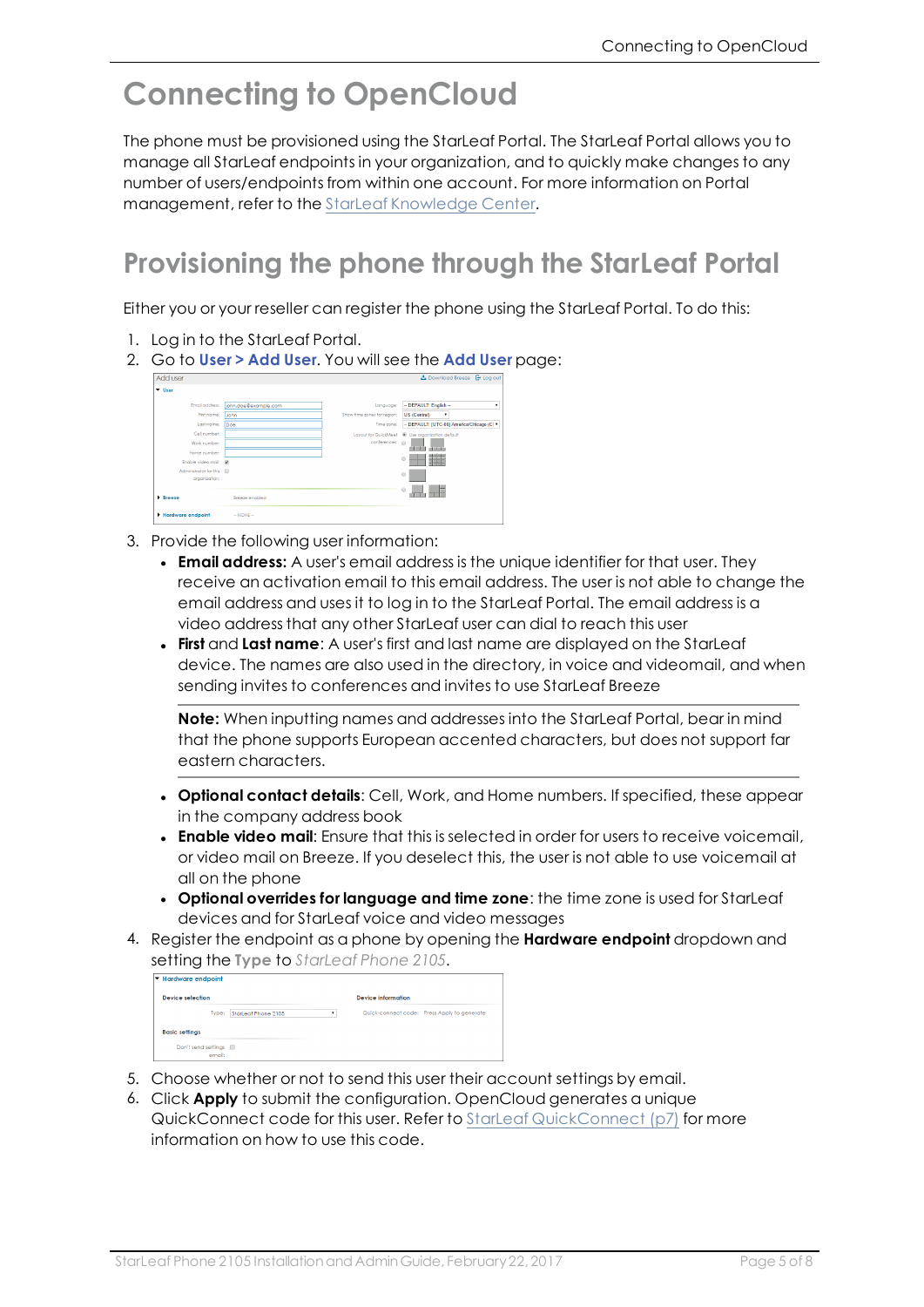# Connecting to OpenCloud

The phone must be provisioned using the StarLeaf Portal. The StarLeaf Portal allows you to manage all StarLeaf endpoints in your organization, and to quickly make changes to any number of users/endpoints from within one account. For more information on Portal management, refer to the StarLeaf Knowledge Center.

## Provisioning the phone through the StarLeaf Portal

Either you or your reseller can register the phone using the StarLeaf Portal. To do this:

1. Log in to the StarLeaf Portal.
2. Go to **User > Add User**. You will see the **Add User** page:
3. Provide the following user information:
   - **Email address:** A user's email address is the unique identifier for that user. They receive an activation email to this email address. The user is not able to change the email address and uses it to log in to the StarLeaf Portal. The email address is a video address that any other StarLeaf user can dial to reach this user
   - **First** and **Last name**: A user's first and last name are displayed on the StarLeaf device. The names are also used in the directory, in voice and videomail, and when sending invites to conferences and invites to use StarLeaf Breeze

   **Note:** When inputting names and addresses into the StarLeaf Portal, bear in mind that the phone supports European accented characters, but does not support far eastern characters.

   - **Optional contact details**: Cell, Work, and Home numbers. If specified, these appear in the company address book
   - **Enable video mail**: Ensure that this is selected in order for users to receive voicemail, or video mail on Breeze. If you deselect this, the user is not able to use voicemail at all on the phone
   - **Optional overrides for language and time zone**: the time zone is used for StarLeaf devices and for StarLeaf voice and video messages
4. Register the endpoint as a phone by opening the **Hardware endpoint** dropdown and setting the **Type** to *StarLeaf Phone 2105*.
5. Choose whether or not to send this user their account settings by email.
6. Click **Apply** to submit the configuration. OpenCloud generates a unique QuickConnect code for this user. Refer to StarLeaf QuickConnect (p7) for more information on how to use this code.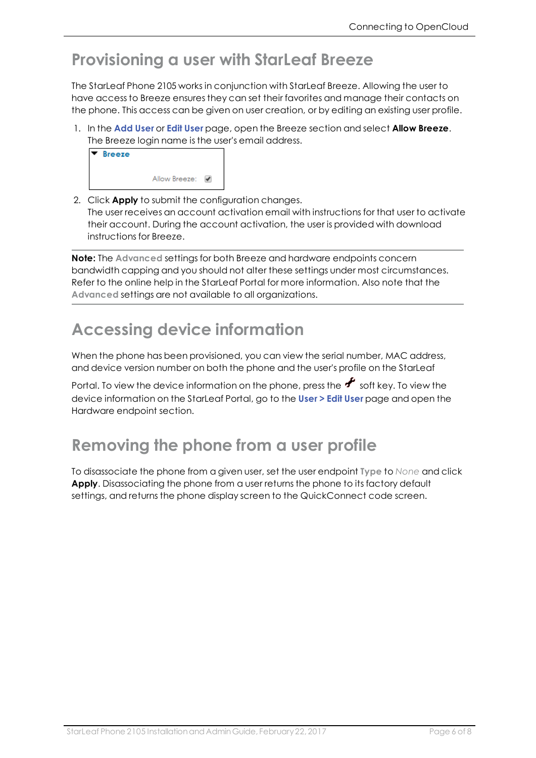# Provisioning a user with StarLeaf Breeze

The StarLeaf Phone 2105 works in conjunction with StarLeaf Breeze. Allowing the user to have access to Breeze ensures they can set their favorites and manage their contacts on the phone. This access can be given on user creation, or by editing an existing user profile.

1. In the **Add User** or **Edit User** page, open the Breeze section and select **Allow Breeze**. The Breeze login name is the user's email address.

   ▼ **Breeze**

   Allow Breeze: ☑

2. Click **Apply** to submit the configuration changes.
   The user receives an account activation email with instructions for that user to activate their account. During the account activation, the user is provided with download instructions for Breeze.

---

**Note:** The **Advanced** settings for both Breeze and hardware endpoints concern bandwidth capping and you should not alter these settings under most circumstances. Refer to the online help in the StarLeaf Portal for more information. Also note that the **Advanced** settings are not available to all organizations.

---

# Accessing device information

When the phone has been provisioned, you can view the serial number, MAC address, and device version number on both the phone and the user's profile on the StarLeaf Portal. To view the device information on the phone, press the 🔧 soft key. To view the device information on the StarLeaf Portal, go to the **User > Edit User** page and open the Hardware endpoint section.

# Removing the phone from a user profile

To disassociate the phone from a given user, set the user endpoint **Type** to *None* and click **Apply**. Disassociating the phone from a user returns the phone to its factory default settings, and returns the phone display screen to the QuickConnect code screen.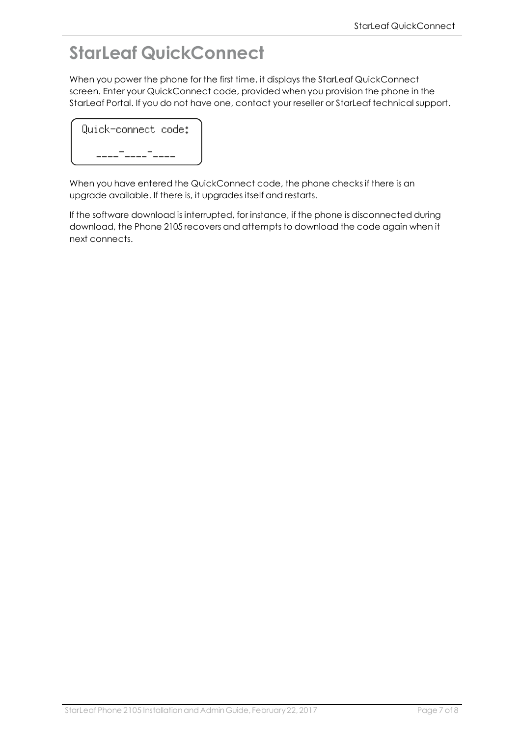# StarLeaf QuickConnect

When you power the phone for the first time, it displays the StarLeaf QuickConnect screen. Enter your QuickConnect code, provided when you provision the phone in the StarLeaf Portal. If you do not have one, contact your reseller or StarLeaf technical support.

```
Quick-connect code:
   ____-____-____
```

When you have entered the QuickConnect code, the phone checks if there is an upgrade available. If there is, it upgrades itself and restarts.

If the software download is interrupted, for instance, if the phone is disconnected during download, the Phone 2105 recovers and attempts to download the code again when it next connects.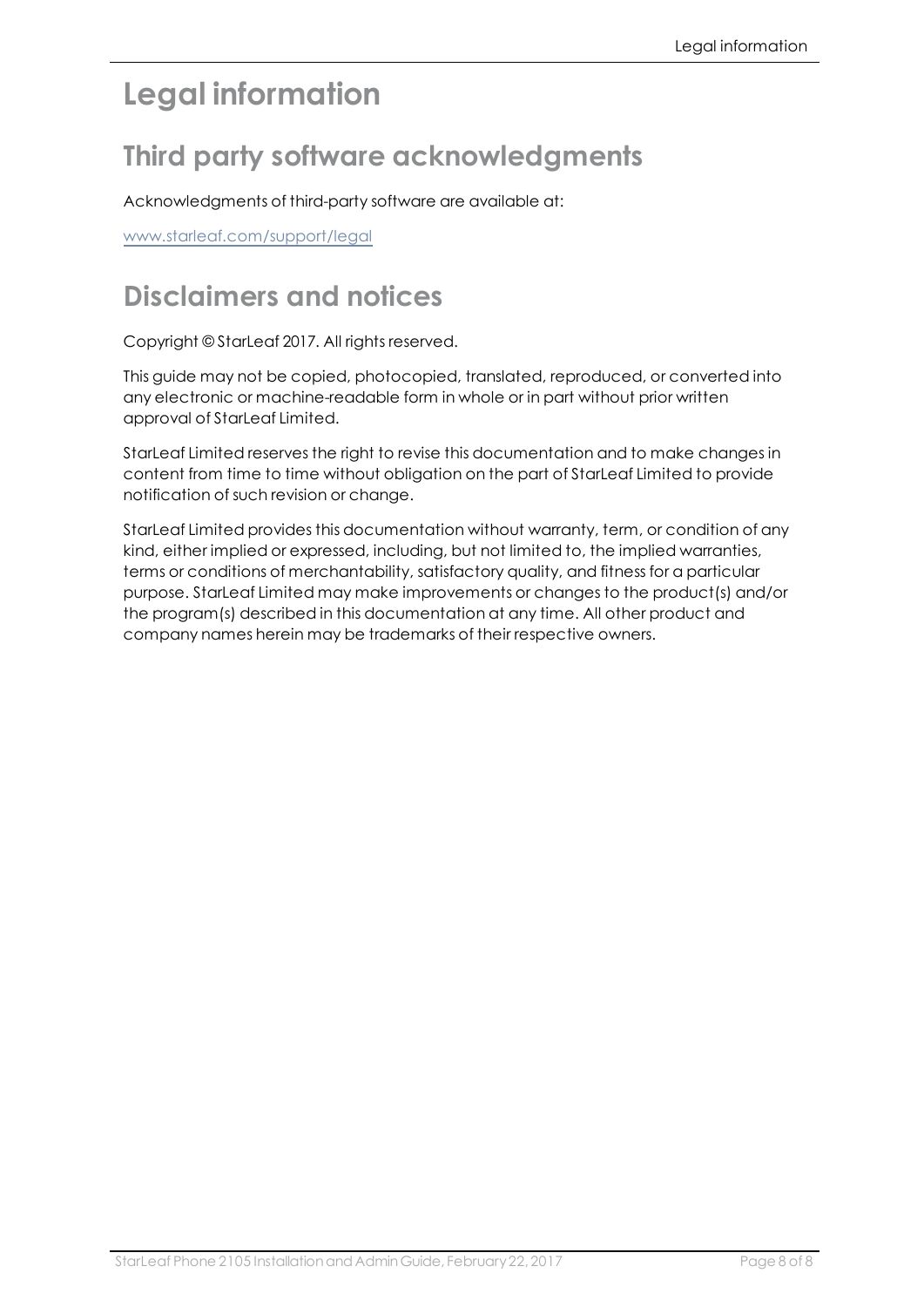# Legal information

## Third party software acknowledgments

Acknowledgments of third-party software are available at:

www.starleaf.com/support/legal

## Disclaimers and notices

Copyright © StarLeaf 2017. All rights reserved.

This guide may not be copied, photocopied, translated, reproduced, or converted into any electronic or machine-readable form in whole or in part without prior written approval of StarLeaf Limited.

StarLeaf Limited reserves the right to revise this documentation and to make changes in content from time to time without obligation on the part of StarLeaf Limited to provide notification of such revision or change.

StarLeaf Limited provides this documentation without warranty, term, or condition of any kind, either implied or expressed, including, but not limited to, the implied warranties, terms or conditions of merchantability, satisfactory quality, and fitness for a particular purpose. StarLeaf Limited may make improvements or changes to the product(s) and/or the program(s) described in this documentation at any time. All other product and company names herein may be trademarks of their respective owners.